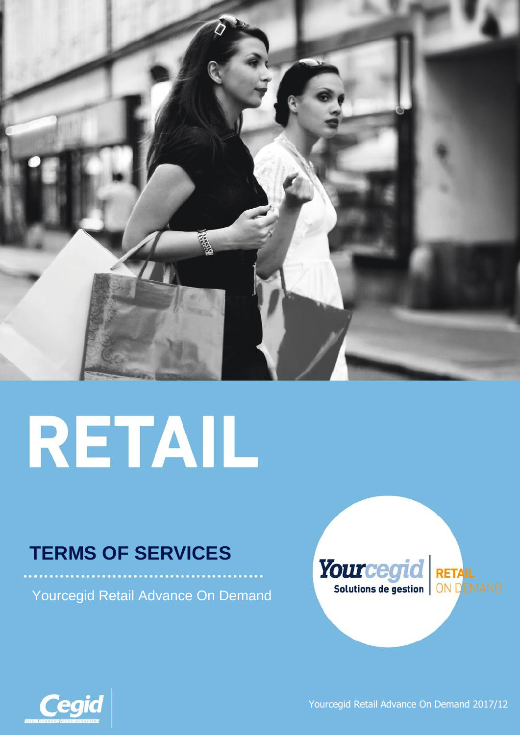# RETAIL

## TERMS OF SERVICES

Yourcegid Retail Advance On Demand

Yourcegid Solutions de gestion | RETAIL ON DEMAND

Cegid

Yourcegid Retail Advance On Demand 2017/12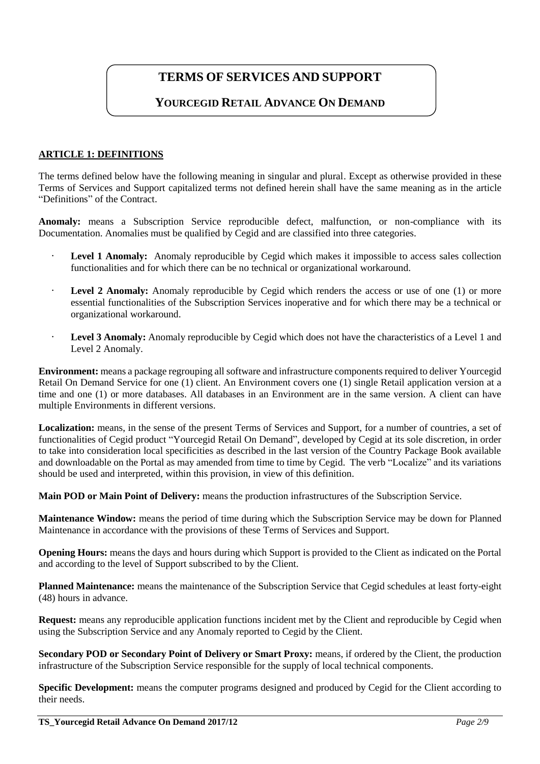# TERMS OF SERVICES AND SUPPORT

## YOURCEGID RETAIL ADVANCE ON DEMAND

**ARTICLE 1: DEFINITIONS**

The terms defined below have the following meaning in singular and plural. Except as otherwise provided in these Terms of Services and Support capitalized terms not defined herein shall have the same meaning as in the article "Definitions" of the Contract.

**Anomaly:** means a Subscription Service reproducible defect, malfunction, or non-compliance with its Documentation. Anomalies must be qualified by Cegid and are classified into three categories.

- **Level 1 Anomaly:** Anomaly reproducible by Cegid which makes it impossible to access sales collection functionalities and for which there can be no technical or organizational workaround.
- **Level 2 Anomaly:** Anomaly reproducible by Cegid which renders the access or use of one (1) or more essential functionalities of the Subscription Services inoperative and for which there may be a technical or organizational workaround.
- **Level 3 Anomaly:** Anomaly reproducible by Cegid which does not have the characteristics of a Level 1 and Level 2 Anomaly.

**Environment:** means a package regrouping all software and infrastructure components required to deliver Yourcegid Retail On Demand Service for one (1) client. An Environment covers one (1) single Retail application version at a time and one (1) or more databases. All databases in an Environment are in the same version. A client can have multiple Environments in different versions.

**Localization:** means, in the sense of the present Terms of Services and Support, for a number of countries, a set of functionalities of Cegid product "Yourcegid Retail On Demand", developed by Cegid at its sole discretion, in order to take into consideration local specificities as described in the last version of the Country Package Book available and downloadable on the Portal as may amended from time to time by Cegid. The verb "Localize" and its variations should be used and interpreted, within this provision, in view of this definition.

**Main POD or Main Point of Delivery:** means the production infrastructures of the Subscription Service.

**Maintenance Window:** means the period of time during which the Subscription Service may be down for Planned Maintenance in accordance with the provisions of these Terms of Services and Support.

**Opening Hours:** means the days and hours during which Support is provided to the Client as indicated on the Portal and according to the level of Support subscribed to by the Client.

**Planned Maintenance:** means the maintenance of the Subscription Service that Cegid schedules at least forty-eight (48) hours in advance.

**Request:** means any reproducible application functions incident met by the Client and reproducible by Cegid when using the Subscription Service and any Anomaly reported to Cegid by the Client.

**Secondary POD or Secondary Point of Delivery or Smart Proxy:** means, if ordered by the Client, the production infrastructure of the Subscription Service responsible for the supply of local technical components.

**Specific Development:** means the computer programs designed and produced by Cegid for the Client according to their needs.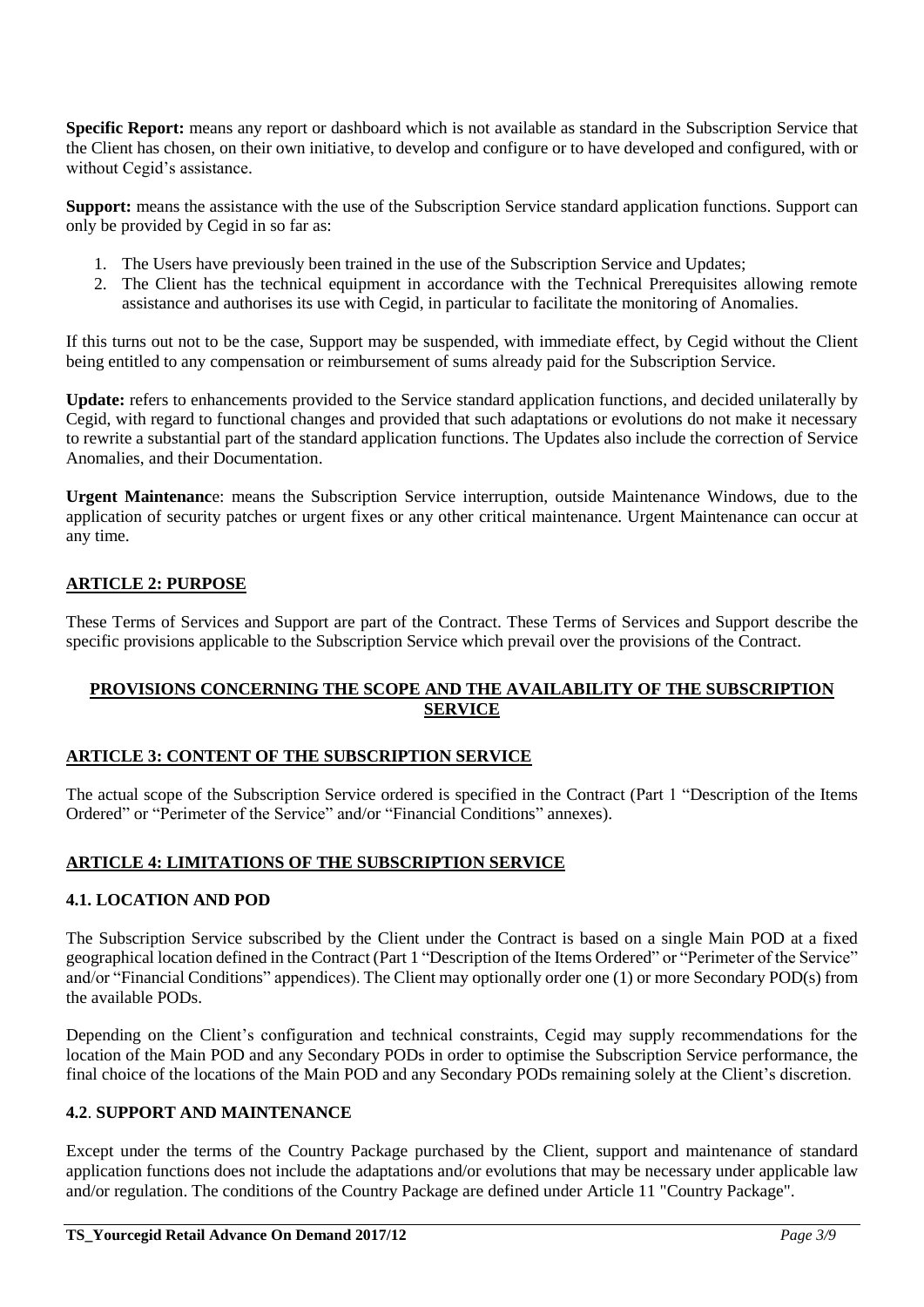**Specific Report:** means any report or dashboard which is not available as standard in the Subscription Service that the Client has chosen, on their own initiative, to develop and configure or to have developed and configured, with or without Cegid's assistance.

**Support:** means the assistance with the use of the Subscription Service standard application functions. Support can only be provided by Cegid in so far as:

1. The Users have previously been trained in the use of the Subscription Service and Updates;
2. The Client has the technical equipment in accordance with the Technical Prerequisites allowing remote assistance and authorises its use with Cegid, in particular to facilitate the monitoring of Anomalies.

If this turns out not to be the case, Support may be suspended, with immediate effect, by Cegid without the Client being entitled to any compensation or reimbursement of sums already paid for the Subscription Service.

**Update:** refers to enhancements provided to the Service standard application functions, and decided unilaterally by Cegid, with regard to functional changes and provided that such adaptations or evolutions do not make it necessary to rewrite a substantial part of the standard application functions. The Updates also include the correction of Service Anomalies, and their Documentation.

**Urgent Maintenanc**e: means the Subscription Service interruption, outside Maintenance Windows, due to the application of security patches or urgent fixes or any other critical maintenance. Urgent Maintenance can occur at any time.

## ARTICLE 2: PURPOSE

These Terms of Services and Support are part of the Contract. These Terms of Services and Support describe the specific provisions applicable to the Subscription Service which prevail over the provisions of the Contract.

## PROVISIONS CONCERNING THE SCOPE AND THE AVAILABILITY OF THE SUBSCRIPTION SERVICE

## ARTICLE 3: CONTENT OF THE SUBSCRIPTION SERVICE

The actual scope of the Subscription Service ordered is specified in the Contract (Part 1 "Description of the Items Ordered" or "Perimeter of the Service" and/or "Financial Conditions" annexes).

## ARTICLE 4: LIMITATIONS OF THE SUBSCRIPTION SERVICE

### 4.1. LOCATION AND POD

The Subscription Service subscribed by the Client under the Contract is based on a single Main POD at a fixed geographical location defined in the Contract (Part 1 "Description of the Items Ordered" or "Perimeter of the Service" and/or "Financial Conditions" appendices). The Client may optionally order one (1) or more Secondary POD(s) from the available PODs.

Depending on the Client's configuration and technical constraints, Cegid may supply recommendations for the location of the Main POD and any Secondary PODs in order to optimise the Subscription Service performance, the final choice of the locations of the Main POD and any Secondary PODs remaining solely at the Client's discretion.

### 4.2. SUPPORT AND MAINTENANCE

Except under the terms of the Country Package purchased by the Client, support and maintenance of standard application functions does not include the adaptations and/or evolutions that may be necessary under applicable law and/or regulation. The conditions of the Country Package are defined under Article 11 "Country Package".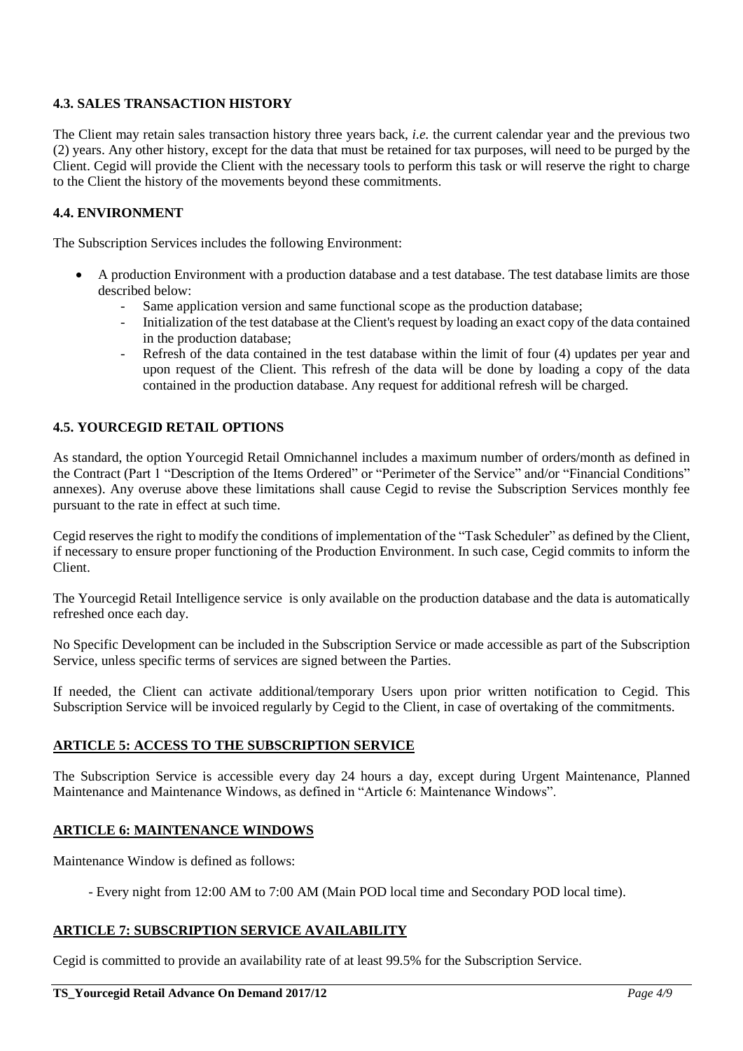### 4.3. SALES TRANSACTION HISTORY

The Client may retain sales transaction history three years back, *i.e.* the current calendar year and the previous two (2) years. Any other history, except for the data that must be retained for tax purposes, will need to be purged by the Client. Cegid will provide the Client with the necessary tools to perform this task or will reserve the right to charge to the Client the history of the movements beyond these commitments.

### 4.4. ENVIRONMENT

The Subscription Services includes the following Environment:

- A production Environment with a production database and a test database. The test database limits are those described below:
  - Same application version and same functional scope as the production database;
  - Initialization of the test database at the Client's request by loading an exact copy of the data contained in the production database;
  - Refresh of the data contained in the test database within the limit of four (4) updates per year and upon request of the Client. This refresh of the data will be done by loading a copy of the data contained in the production database. Any request for additional refresh will be charged.

### 4.5. YOURCEGID RETAIL OPTIONS

As standard, the option Yourcegid Retail Omnichannel includes a maximum number of orders/month as defined in the Contract (Part 1 "Description of the Items Ordered" or "Perimeter of the Service" and/or "Financial Conditions" annexes). Any overuse above these limitations shall cause Cegid to revise the Subscription Services monthly fee pursuant to the rate in effect at such time.

Cegid reserves the right to modify the conditions of implementation of the "Task Scheduler" as defined by the Client, if necessary to ensure proper functioning of the Production Environment. In such case, Cegid commits to inform the Client.

The Yourcegid Retail Intelligence service is only available on the production database and the data is automatically refreshed once each day.

No Specific Development can be included in the Subscription Service or made accessible as part of the Subscription Service, unless specific terms of services are signed between the Parties.

If needed, the Client can activate additional/temporary Users upon prior written notification to Cegid. This Subscription Service will be invoiced regularly by Cegid to the Client, in case of overtaking of the commitments.

## ARTICLE 5: ACCESS TO THE SUBSCRIPTION SERVICE

The Subscription Service is accessible every day 24 hours a day, except during Urgent Maintenance, Planned Maintenance and Maintenance Windows, as defined in "Article 6: Maintenance Windows".

## ARTICLE 6: MAINTENANCE WINDOWS

Maintenance Window is defined as follows:

- Every night from 12:00 AM to 7:00 AM (Main POD local time and Secondary POD local time).

## ARTICLE 7: SUBSCRIPTION SERVICE AVAILABILITY

Cegid is committed to provide an availability rate of at least 99.5% for the Subscription Service.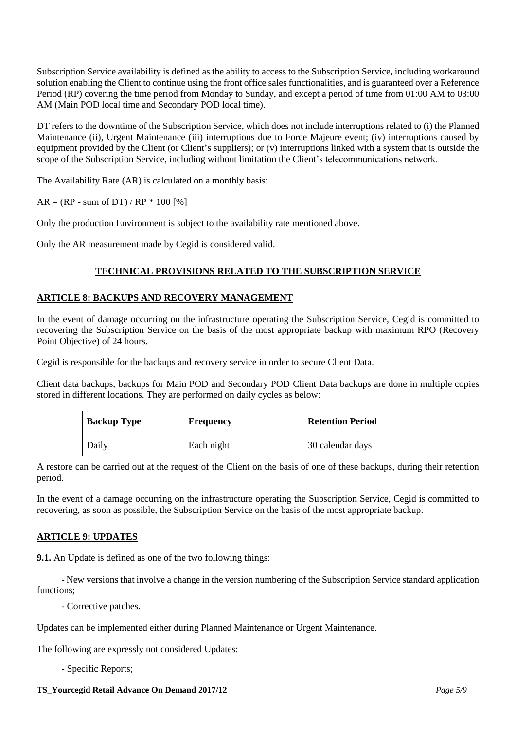Subscription Service availability is defined as the ability to access to the Subscription Service, including workaround solution enabling the Client to continue using the front office sales functionalities, and is guaranteed over a Reference Period (RP) covering the time period from Monday to Sunday, and except a period of time from 01:00 AM to 03:00 AM (Main POD local time and Secondary POD local time).

DT refers to the downtime of the Subscription Service, which does not include interruptions related to (i) the Planned Maintenance (ii), Urgent Maintenance (iii) interruptions due to Force Majeure event; (iv) interruptions caused by equipment provided by the Client (or Client's suppliers); or (v) interruptions linked with a system that is outside the scope of the Subscription Service, including without limitation the Client's telecommunications network.

The Availability Rate (AR) is calculated on a monthly basis:

AR = (RP - sum of DT) / RP * 100 [%]

Only the production Environment is subject to the availability rate mentioned above.

Only the AR measurement made by Cegid is considered valid.

## TECHNICAL PROVISIONS RELATED TO THE SUBSCRIPTION SERVICE

### ARTICLE 8: BACKUPS AND RECOVERY MANAGEMENT

In the event of damage occurring on the infrastructure operating the Subscription Service, Cegid is committed to recovering the Subscription Service on the basis of the most appropriate backup with maximum RPO (Recovery Point Objective) of 24 hours.

Cegid is responsible for the backups and recovery service in order to secure Client Data.

Client data backups, backups for Main POD and Secondary POD Client Data backups are done in multiple copies stored in different locations. They are performed on daily cycles as below:

| Backup Type | Frequency | Retention Period |
| --- | --- | --- |
| Daily | Each night | 30 calendar days |

A restore can be carried out at the request of the Client on the basis of one of these backups, during their retention period.

In the event of a damage occurring on the infrastructure operating the Subscription Service, Cegid is committed to recovering, as soon as possible, the Subscription Service on the basis of the most appropriate backup.

### ARTICLE 9: UPDATES

**9.1.** An Update is defined as one of the two following things:

- New versions that involve a change in the version numbering of the Subscription Service standard application functions;
- Corrective patches.

Updates can be implemented either during Planned Maintenance or Urgent Maintenance.

The following are expressly not considered Updates:

- Specific Reports;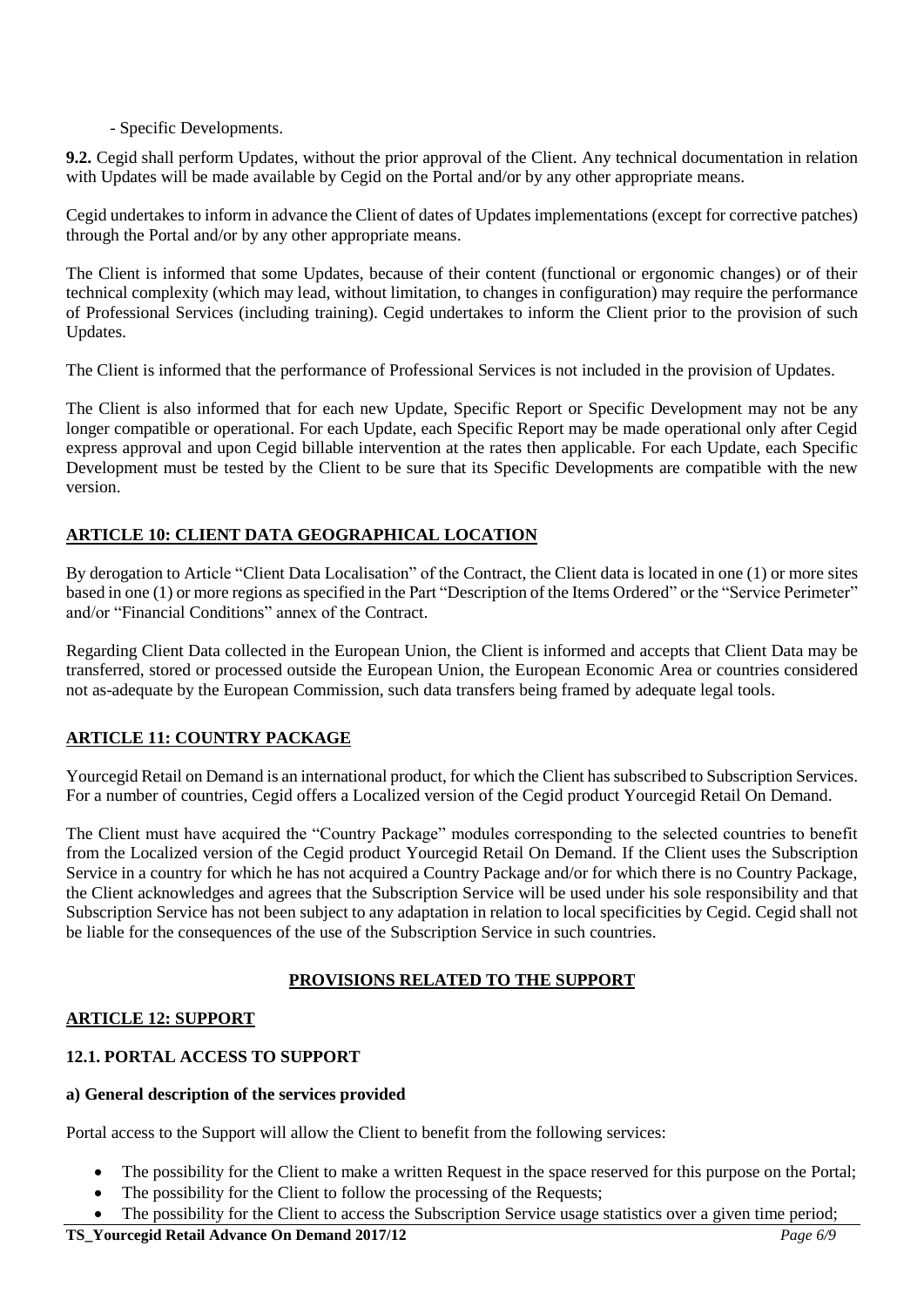- Specific Developments.

**9.2.** Cegid shall perform Updates, without the prior approval of the Client. Any technical documentation in relation with Updates will be made available by Cegid on the Portal and/or by any other appropriate means.

Cegid undertakes to inform in advance the Client of dates of Updates implementations (except for corrective patches) through the Portal and/or by any other appropriate means.

The Client is informed that some Updates, because of their content (functional or ergonomic changes) or of their technical complexity (which may lead, without limitation, to changes in configuration) may require the performance of Professional Services (including training). Cegid undertakes to inform the Client prior to the provision of such Updates.

The Client is informed that the performance of Professional Services is not included in the provision of Updates.

The Client is also informed that for each new Update, Specific Report or Specific Development may not be any longer compatible or operational. For each Update, each Specific Report may be made operational only after Cegid express approval and upon Cegid billable intervention at the rates then applicable. For each Update, each Specific Development must be tested by the Client to be sure that its Specific Developments are compatible with the new version.

## ARTICLE 10: CLIENT DATA GEOGRAPHICAL LOCATION

By derogation to Article "Client Data Localisation" of the Contract, the Client data is located in one (1) or more sites based in one (1) or more regions as specified in the Part "Description of the Items Ordered" or the "Service Perimeter" and/or "Financial Conditions" annex of the Contract.

Regarding Client Data collected in the European Union, the Client is informed and accepts that Client Data may be transferred, stored or processed outside the European Union, the European Economic Area or countries considered not as-adequate by the European Commission, such data transfers being framed by adequate legal tools.

## ARTICLE 11: COUNTRY PACKAGE

Yourcegid Retail on Demand is an international product, for which the Client has subscribed to Subscription Services. For a number of countries, Cegid offers a Localized version of the Cegid product Yourcegid Retail On Demand.

The Client must have acquired the "Country Package" modules corresponding to the selected countries to benefit from the Localized version of the Cegid product Yourcegid Retail On Demand. If the Client uses the Subscription Service in a country for which he has not acquired a Country Package and/or for which there is no Country Package, the Client acknowledges and agrees that the Subscription Service will be used under his sole responsibility and that Subscription Service has not been subject to any adaptation in relation to local specificities by Cegid. Cegid shall not be liable for the consequences of the use of the Subscription Service in such countries.

## PROVISIONS RELATED TO THE SUPPORT

## ARTICLE 12: SUPPORT

### 12.1. PORTAL ACCESS TO SUPPORT

**a) General description of the services provided**

Portal access to the Support will allow the Client to benefit from the following services:

- The possibility for the Client to make a written Request in the space reserved for this purpose on the Portal;
- The possibility for the Client to follow the processing of the Requests;
- The possibility for the Client to access the Subscription Service usage statistics over a given time period;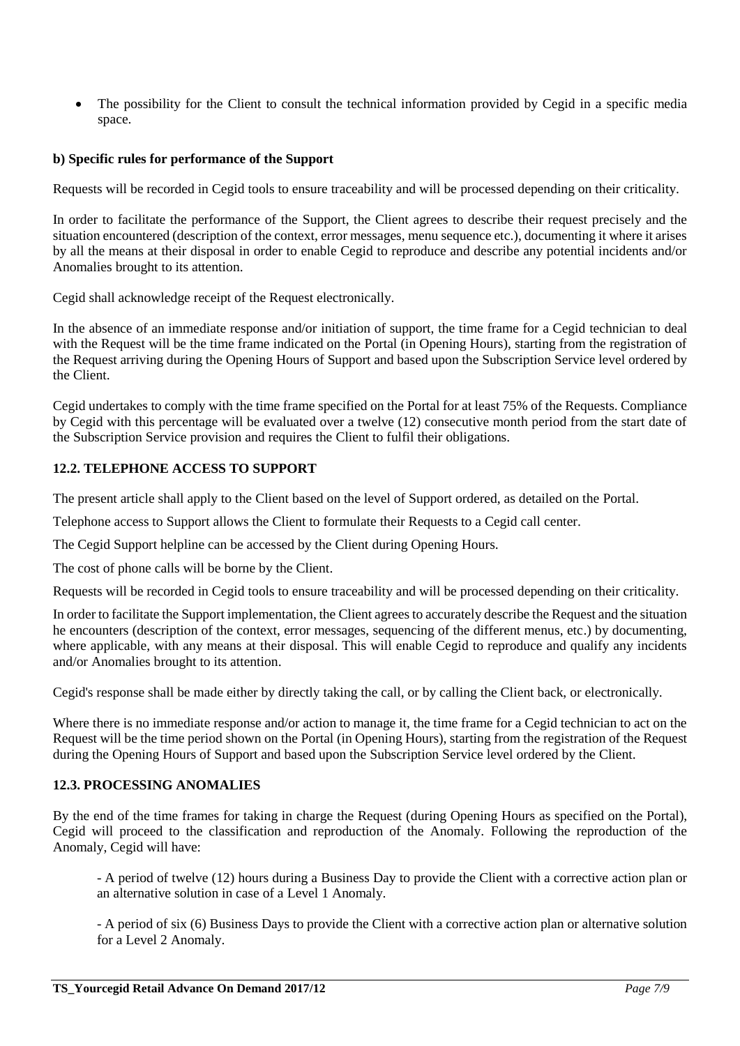- The possibility for the Client to consult the technical information provided by Cegid in a specific media space.

**b) Specific rules for performance of the Support**

Requests will be recorded in Cegid tools to ensure traceability and will be processed depending on their criticality.

In order to facilitate the performance of the Support, the Client agrees to describe their request precisely and the situation encountered (description of the context, error messages, menu sequence etc.), documenting it where it arises by all the means at their disposal in order to enable Cegid to reproduce and describe any potential incidents and/or Anomalies brought to its attention.

Cegid shall acknowledge receipt of the Request electronically.

In the absence of an immediate response and/or initiation of support, the time frame for a Cegid technician to deal with the Request will be the time frame indicated on the Portal (in Opening Hours), starting from the registration of the Request arriving during the Opening Hours of Support and based upon the Subscription Service level ordered by the Client.

Cegid undertakes to comply with the time frame specified on the Portal for at least 75% of the Requests. Compliance by Cegid with this percentage will be evaluated over a twelve (12) consecutive month period from the start date of the Subscription Service provision and requires the Client to fulfil their obligations.

### 12.2. TELEPHONE ACCESS TO SUPPORT

The present article shall apply to the Client based on the level of Support ordered, as detailed on the Portal.

Telephone access to Support allows the Client to formulate their Requests to a Cegid call center.

The Cegid Support helpline can be accessed by the Client during Opening Hours.

The cost of phone calls will be borne by the Client.

Requests will be recorded in Cegid tools to ensure traceability and will be processed depending on their criticality.

In order to facilitate the Support implementation, the Client agrees to accurately describe the Request and the situation he encounters (description of the context, error messages, sequencing of the different menus, etc.) by documenting, where applicable, with any means at their disposal. This will enable Cegid to reproduce and qualify any incidents and/or Anomalies brought to its attention.

Cegid's response shall be made either by directly taking the call, or by calling the Client back, or electronically.

Where there is no immediate response and/or action to manage it, the time frame for a Cegid technician to act on the Request will be the time period shown on the Portal (in Opening Hours), starting from the registration of the Request during the Opening Hours of Support and based upon the Subscription Service level ordered by the Client.

### 12.3. PROCESSING ANOMALIES

By the end of the time frames for taking in charge the Request (during Opening Hours as specified on the Portal), Cegid will proceed to the classification and reproduction of the Anomaly. Following the reproduction of the Anomaly, Cegid will have:

- A period of twelve (12) hours during a Business Day to provide the Client with a corrective action plan or an alternative solution in case of a Level 1 Anomaly.

- A period of six (6) Business Days to provide the Client with a corrective action plan or alternative solution for a Level 2 Anomaly.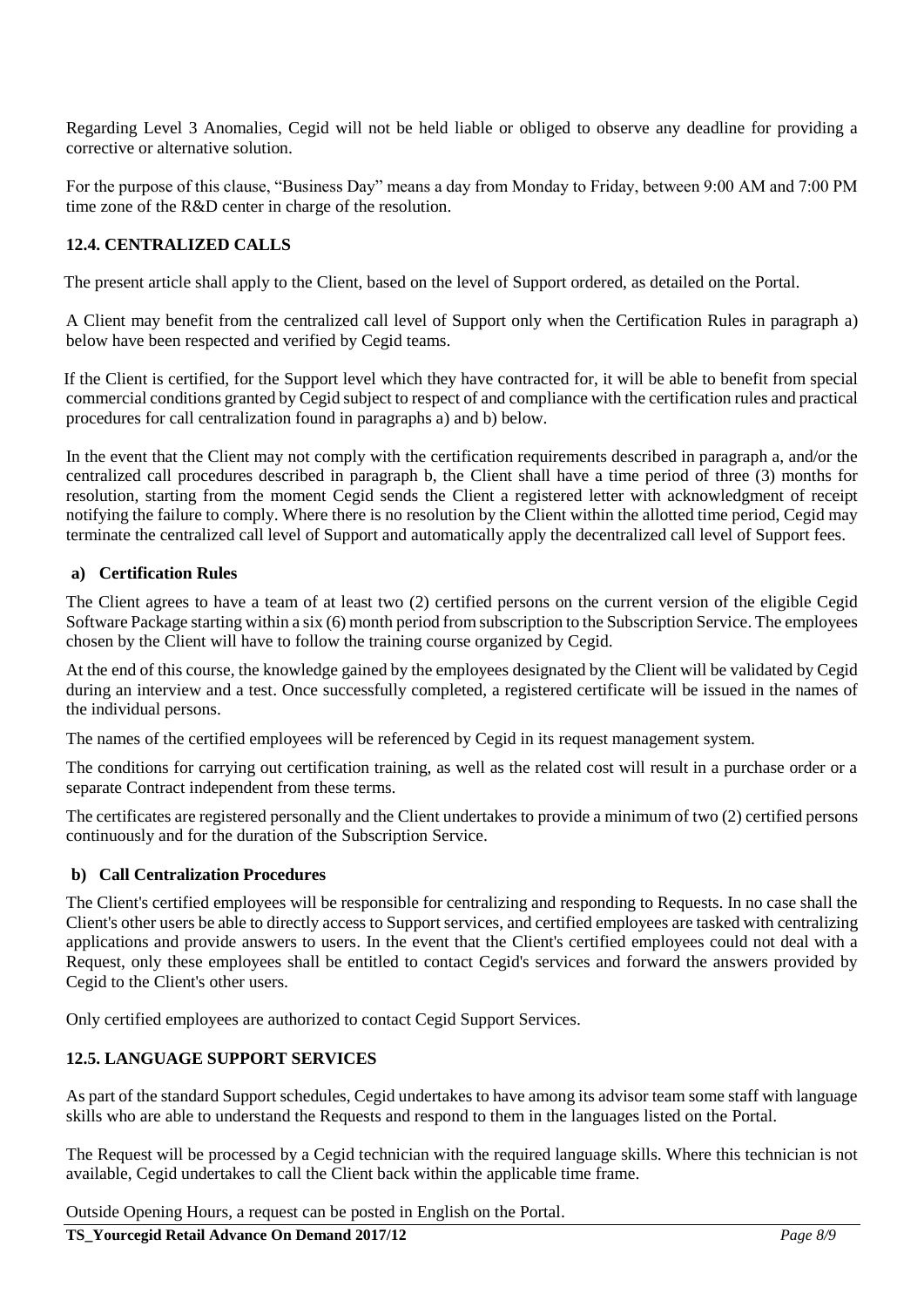Regarding Level 3 Anomalies, Cegid will not be held liable or obliged to observe any deadline for providing a corrective or alternative solution.

For the purpose of this clause, "Business Day" means a day from Monday to Friday, between 9:00 AM and 7:00 PM time zone of the R&D center in charge of the resolution.

### 12.4. CENTRALIZED CALLS

The present article shall apply to the Client, based on the level of Support ordered, as detailed on the Portal.

A Client may benefit from the centralized call level of Support only when the Certification Rules in paragraph a) below have been respected and verified by Cegid teams.

If the Client is certified, for the Support level which they have contracted for, it will be able to benefit from special commercial conditions granted by Cegid subject to respect of and compliance with the certification rules and practical procedures for call centralization found in paragraphs a) and b) below.

In the event that the Client may not comply with the certification requirements described in paragraph a, and/or the centralized call procedures described in paragraph b, the Client shall have a time period of three (3) months for resolution, starting from the moment Cegid sends the Client a registered letter with acknowledgment of receipt notifying the failure to comply. Where there is no resolution by the Client within the allotted time period, Cegid may terminate the centralized call level of Support and automatically apply the decentralized call level of Support fees.

#### a) Certification Rules

The Client agrees to have a team of at least two (2) certified persons on the current version of the eligible Cegid Software Package starting within a six (6) month period from subscription to the Subscription Service. The employees chosen by the Client will have to follow the training course organized by Cegid.

At the end of this course, the knowledge gained by the employees designated by the Client will be validated by Cegid during an interview and a test. Once successfully completed, a registered certificate will be issued in the names of the individual persons.

The names of the certified employees will be referenced by Cegid in its request management system.

The conditions for carrying out certification training, as well as the related cost will result in a purchase order or a separate Contract independent from these terms.

The certificates are registered personally and the Client undertakes to provide a minimum of two (2) certified persons continuously and for the duration of the Subscription Service.

#### b) Call Centralization Procedures

The Client's certified employees will be responsible for centralizing and responding to Requests. In no case shall the Client's other users be able to directly access to Support services, and certified employees are tasked with centralizing applications and provide answers to users. In the event that the Client's certified employees could not deal with a Request, only these employees shall be entitled to contact Cegid's services and forward the answers provided by Cegid to the Client's other users.

Only certified employees are authorized to contact Cegid Support Services.

### 12.5. LANGUAGE SUPPORT SERVICES

As part of the standard Support schedules, Cegid undertakes to have among its advisor team some staff with language skills who are able to understand the Requests and respond to them in the languages listed on the Portal.

The Request will be processed by a Cegid technician with the required language skills. Where this technician is not available, Cegid undertakes to call the Client back within the applicable time frame.

Outside Opening Hours, a request can be posted in English on the Portal.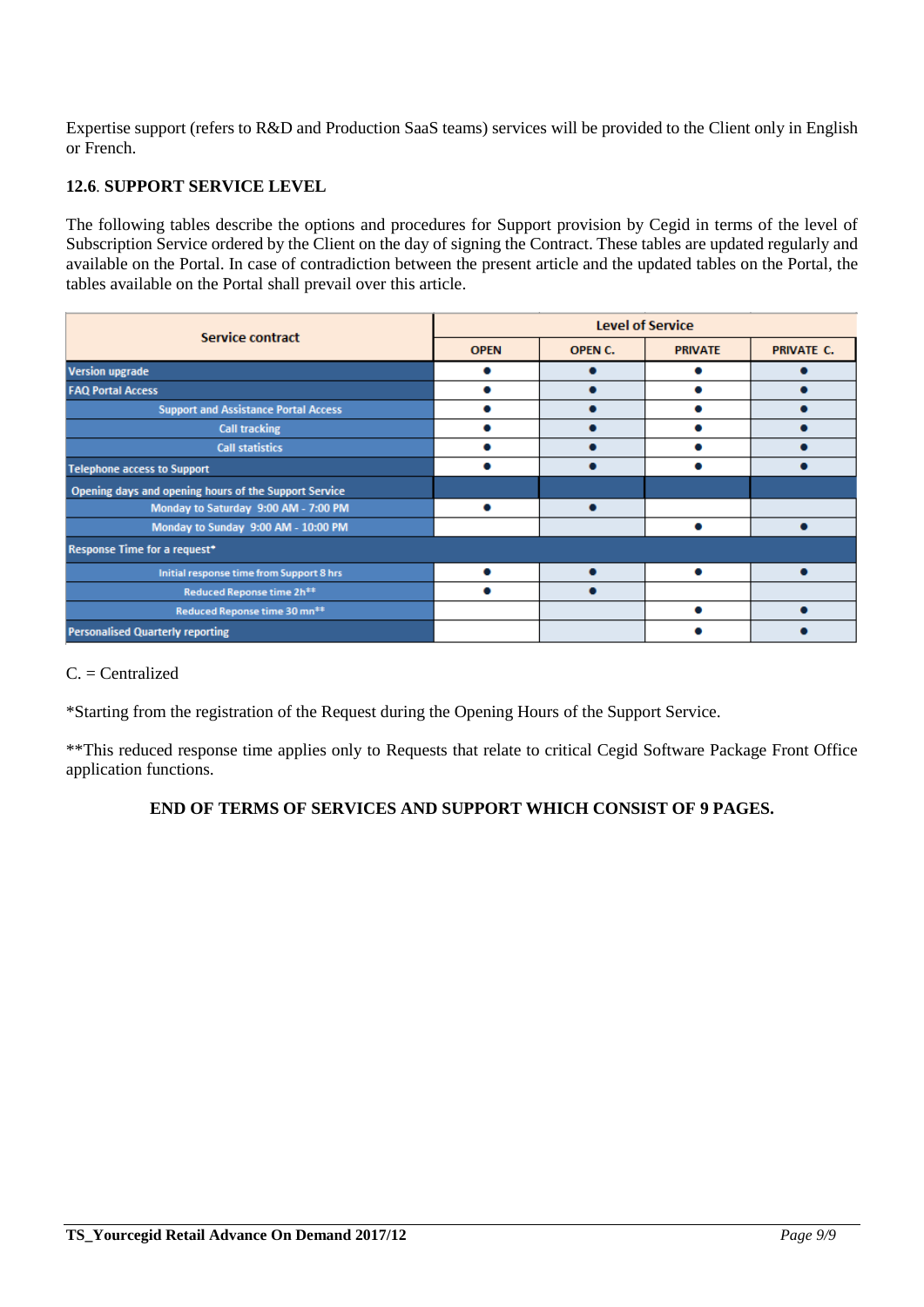Expertise support (refers to R&D and Production SaaS teams) services will be provided to the Client only in English or French.

### 12.6. SUPPORT SERVICE LEVEL

The following tables describe the options and procedures for Support provision by Cegid in terms of the level of Subscription Service ordered by the Client on the day of signing the Contract. These tables are updated regularly and available on the Portal. In case of contradiction between the present article and the updated tables on the Portal, the tables available on the Portal shall prevail over this article.

| Service contract | Level of Service | | | |
|---|---|---|---|---|
| | OPEN | OPEN C. | PRIVATE | PRIVATE C. |
| Version upgrade | • | • | • | • |
| FAQ Portal Access | • | • | • | • |
| Support and Assistance Portal Access | • | • | • | • |
| Call tracking | • | • | • | • |
| Call statistics | • | • | • | • |
| Telephone access to Support | • | • | • | • |
| Opening days and opening hours of the Support Service | | | | |
| Monday to Saturday 9:00 AM - 7:00 PM | • | • | | |
| Monday to Sunday 9:00 AM - 10:00 PM | | | • | • |
| Response Time for a request* | | | | |
| Initial response time from Support 8 hrs | • | • | • | • |
| Reduced Reponse time 2h** | • | • | | |
| Reduced Reponse time 30 mn** | | | • | • |
| Personalised Quarterly reporting | | | • | • |

C. = Centralized

*Starting from the registration of the Request during the Opening Hours of the Support Service.

**This reduced response time applies only to Requests that relate to critical Cegid Software Package Front Office application functions.

**END OF TERMS OF SERVICES AND SUPPORT WHICH CONSIST OF 9 PAGES.**